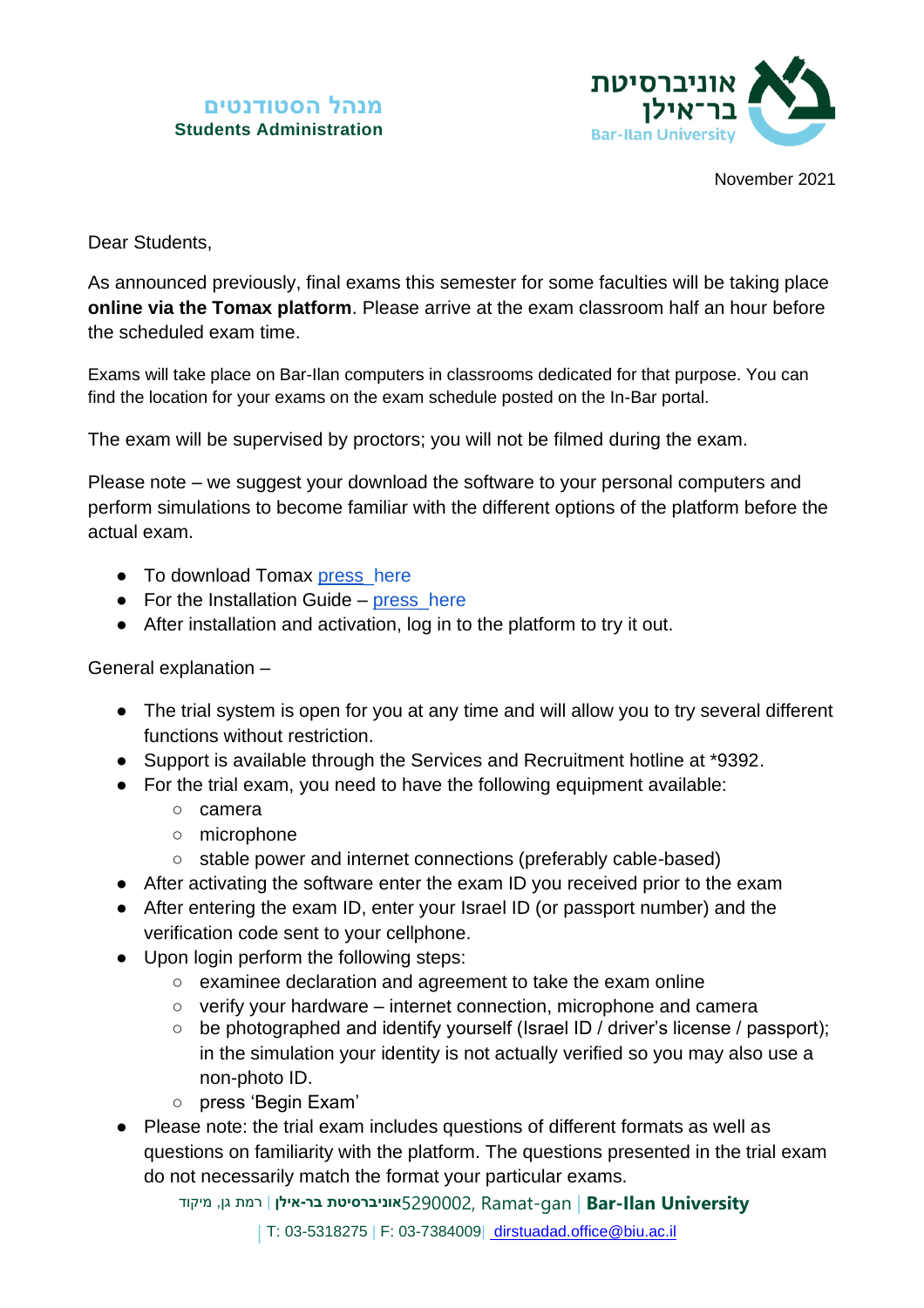מנהל הסטודנטים
Students Administration

November 2021

Dear Students,

As announced previously, final exams this semester for some faculties will be taking place **online via the Tomax platform**. Please arrive at the exam classroom half an hour before the scheduled exam time.

Exams will take place on Bar-Ilan computers in classrooms dedicated for that purpose. You can find the location for your exams on the exam schedule posted on the In-Bar portal.

The exam will be supervised by proctors; you will not be filmed during the exam.

Please note – we suggest your download the software to your personal computers and perform simulations to become familiar with the different options of the platform before the actual exam.

- To download Tomax press here
- For the Installation Guide – press here
- After installation and activation, log in to the platform to try it out.

General explanation –

- The trial system is open for you at any time and will allow you to try several different functions without restriction.
- Support is available through the Services and Recruitment hotline at *9392.
- For the trial exam, you need to have the following equipment available:
  - camera
  - microphone
  - stable power and internet connections (preferably cable-based)
- After activating the software enter the exam ID you received prior to the exam
- After entering the exam ID, enter your Israel ID (or passport number) and the verification code sent to your cellphone.
- Upon login perform the following steps:
  - examinee declaration and agreement to take the exam online
  - verify your hardware – internet connection, microphone and camera
  - be photographed and identify yourself (Israel ID / driver's license / passport); in the simulation your identity is not actually verified so you may also use a non-photo ID.
  - press 'Begin Exam'
- Please note: the trial exam includes questions of different formats as well as questions on familiarity with the platform. The questions presented in the trial exam do not necessarily match the format your particular exams.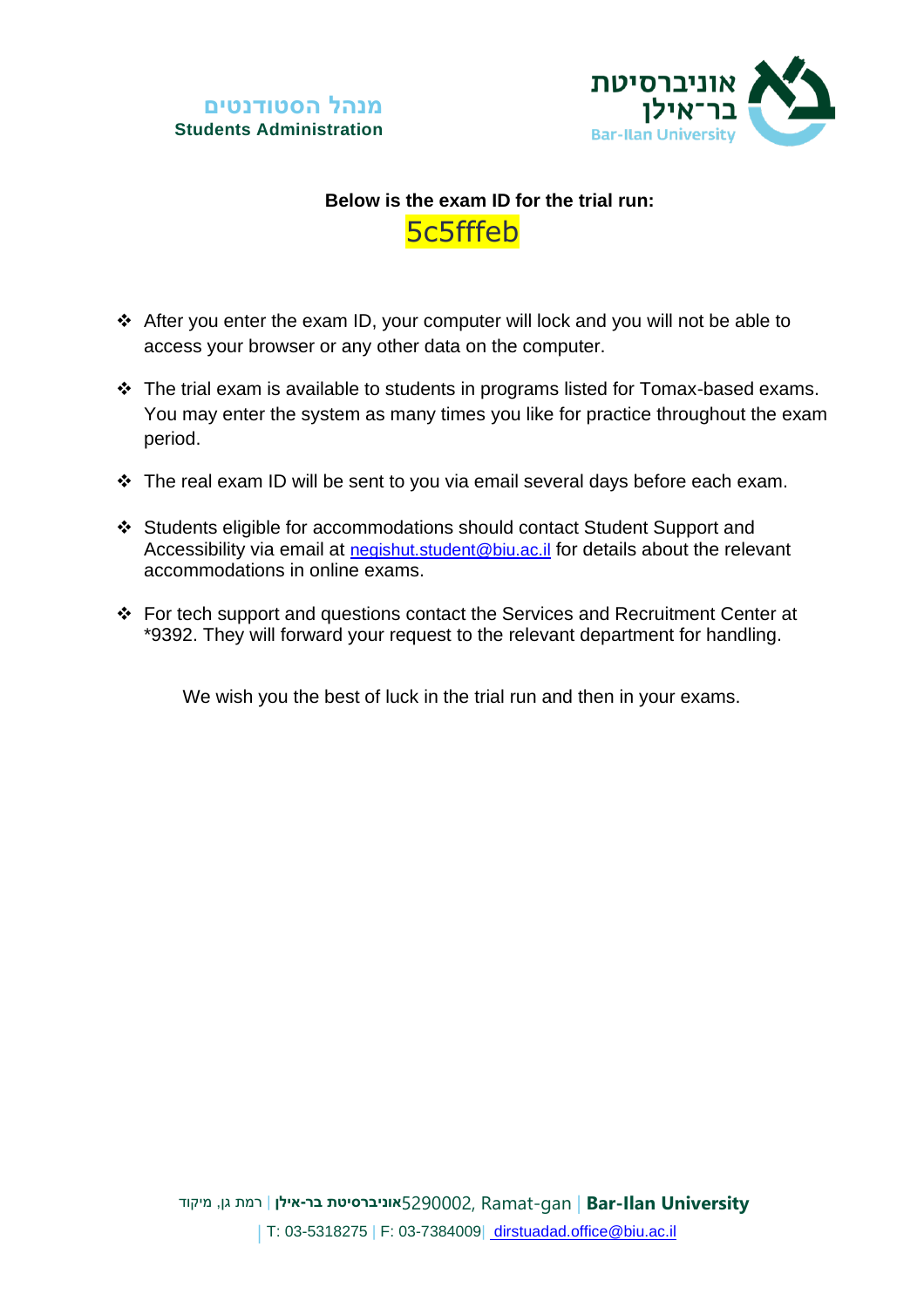מנהל הסטודנטים
**Students Administration**

אוניברסיטת בר־אילן
Bar-Ilan University

**Below is the exam ID for the trial run:**

5c5fffeb

- After you enter the exam ID, your computer will lock and you will not be able to access your browser or any other data on the computer.
- The trial exam is available to students in programs listed for Tomax-based exams. You may enter the system as many times you like for practice throughout the exam period.
- The real exam ID will be sent to you via email several days before each exam.
- Students eligible for accommodations should contact Student Support and Accessibility via email at negishut.student@biu.ac.il for details about the relevant accommodations in online exams.
- For tech support and questions contact the Services and Recruitment Center at *9392. They will forward your request to the relevant department for handling.

We wish you the best of luck in the trial run and then in your exams.

רמת גן, מיקוד | **אוניברסיטת בר-אילן**5290002, Ramat-gan | **Bar-Ilan University**
| T: 03-5318275 | F: 03-7384009| dirstuadad.office@biu.ac.il